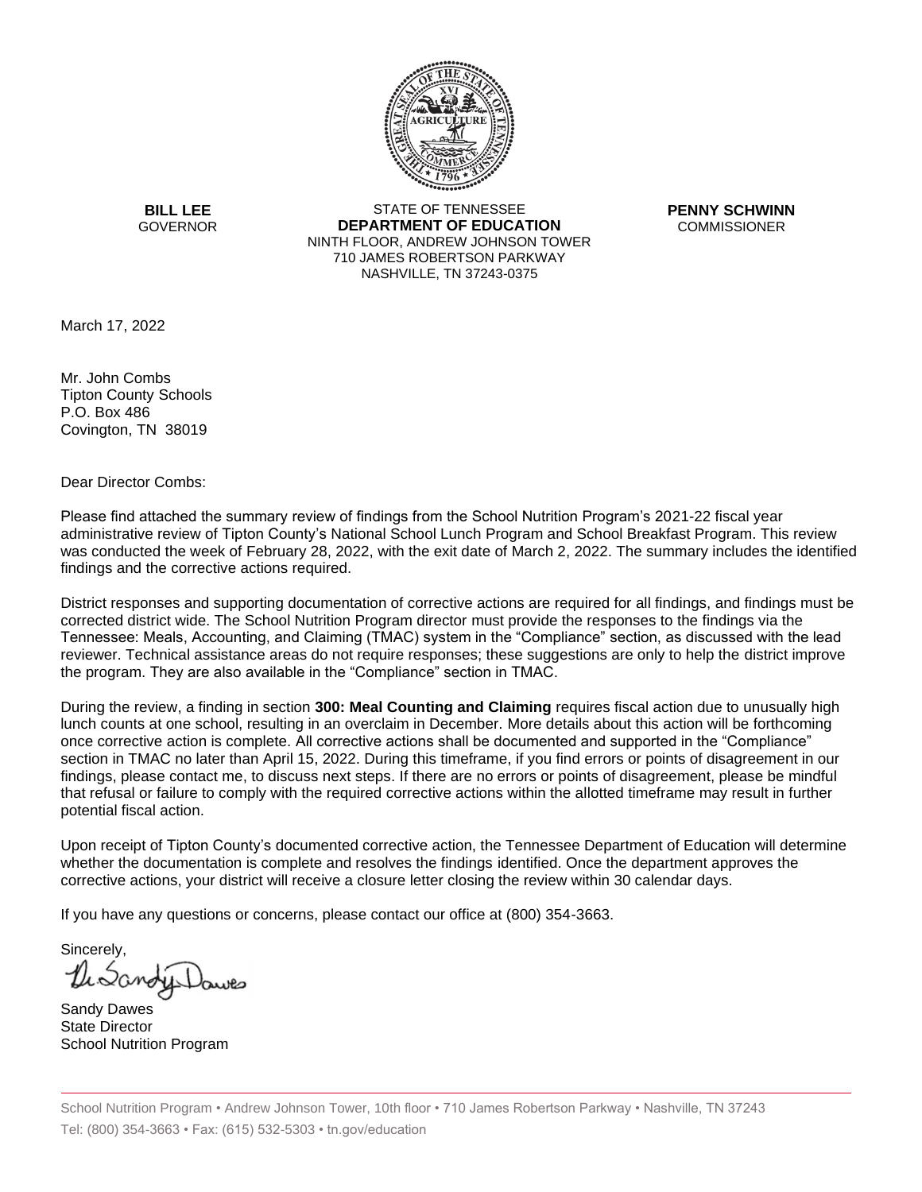**BILL LEE**
GOVERNOR

STATE OF TENNESSEE
**DEPARTMENT OF EDUCATION**
NINTH FLOOR, ANDREW JOHNSON TOWER
710 JAMES ROBERTSON PARKWAY
NASHVILLE, TN 37243-0375

**PENNY SCHWINN**
COMMISSIONER

March 17, 2022

Mr. John Combs
Tipton County Schools
P.O. Box 486
Covington, TN 38019

Dear Director Combs:

Please find attached the summary review of findings from the School Nutrition Program's 2021-22 fiscal year administrative review of Tipton County's National School Lunch Program and School Breakfast Program. This review was conducted the week of February 28, 2022, with the exit date of March 2, 2022. The summary includes the identified findings and the corrective actions required.

District responses and supporting documentation of corrective actions are required for all findings, and findings must be corrected district wide. The School Nutrition Program director must provide the responses to the findings via the Tennessee: Meals, Accounting, and Claiming (TMAC) system in the "Compliance" section, as discussed with the lead reviewer. Technical assistance areas do not require responses; these suggestions are only to help the district improve the program. They are also available in the "Compliance" section in TMAC.

During the review, a finding in section **300: Meal Counting and Claiming** requires fiscal action due to unusually high lunch counts at one school, resulting in an overclaim in December. More details about this action will be forthcoming once corrective action is complete. All corrective actions shall be documented and supported in the "Compliance" section in TMAC no later than April 15, 2022. During this timeframe, if you find errors or points of disagreement in our findings, please contact me, to discuss next steps. If there are no errors or points of disagreement, please be mindful that refusal or failure to comply with the required corrective actions within the allotted timeframe may result in further potential fiscal action.

Upon receipt of Tipton County's documented corrective action, the Tennessee Department of Education will determine whether the documentation is complete and resolves the findings identified. Once the department approves the corrective actions, your district will receive a closure letter closing the review within 30 calendar days.

If you have any questions or concerns, please contact our office at (800) 354-3663.

Sincerely,

Sandy Dawes
State Director
School Nutrition Program

School Nutrition Program • Andrew Johnson Tower, 10th floor • 710 James Robertson Parkway • Nashville, TN 37243
Tel: (800) 354-3663 • Fax: (615) 532-5303 • tn.gov/education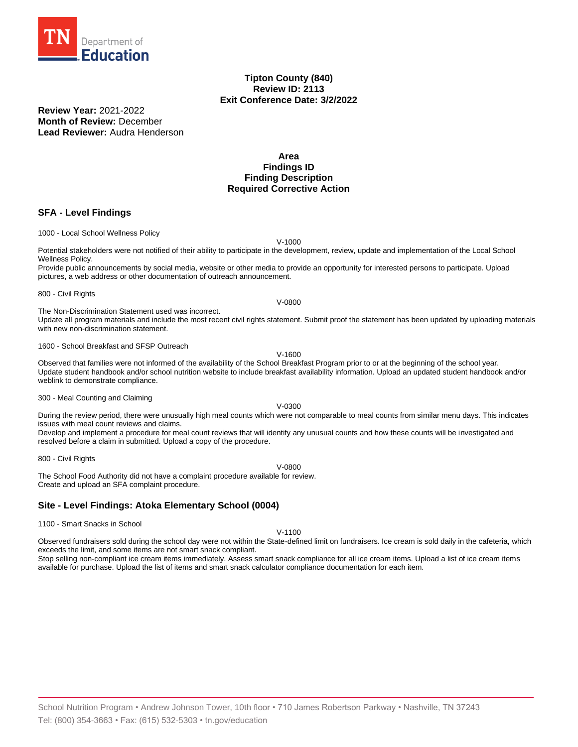**Tipton County (840)**
**Review ID: 2113**
**Exit Conference Date: 3/2/2022**

**Review Year:** 2021-2022
**Month of Review:** December
**Lead Reviewer:** Audra Henderson

**Area**
**Findings ID**
**Finding Description**
**Required Corrective Action**

## SFA - Level Findings

1000 - Local School Wellness Policy

V-1000

Potential stakeholders were not notified of their ability to participate in the development, review, update and implementation of the Local School Wellness Policy.
Provide public announcements by social media, website or other media to provide an opportunity for interested persons to participate. Upload pictures, a web address or other documentation of outreach announcement.

800 - Civil Rights

V-0800

The Non-Discrimination Statement used was incorrect.
Update all program materials and include the most recent civil rights statement. Submit proof the statement has been updated by uploading materials with new non-discrimination statement.

1600 - School Breakfast and SFSP Outreach

V-1600

Observed that families were not informed of the availability of the School Breakfast Program prior to or at the beginning of the school year.
Update student handbook and/or school nutrition website to include breakfast availability information. Upload an updated student handbook and/or weblink to demonstrate compliance.

300 - Meal Counting and Claiming

V-0300

During the review period, there were unusually high meal counts which were not comparable to meal counts from similar menu days. This indicates issues with meal count reviews and claims.
Develop and implement a procedure for meal count reviews that will identify any unusual counts and how these counts will be investigated and resolved before a claim in submitted. Upload a copy of the procedure.

800 - Civil Rights

V-0800

The School Food Authority did not have a complaint procedure available for review.
Create and upload an SFA complaint procedure.

## Site - Level Findings: Atoka Elementary School (0004)

1100 - Smart Snacks in School

V-1100

Observed fundraisers sold during the school day were not within the State-defined limit on fundraisers. Ice cream is sold daily in the cafeteria, which exceeds the limit, and some items are not smart snack compliant.
Stop selling non-compliant ice cream items immediately. Assess smart snack compliance for all ice cream items. Upload a list of ice cream items available for purchase. Upload the list of items and smart snack calculator compliance documentation for each item.